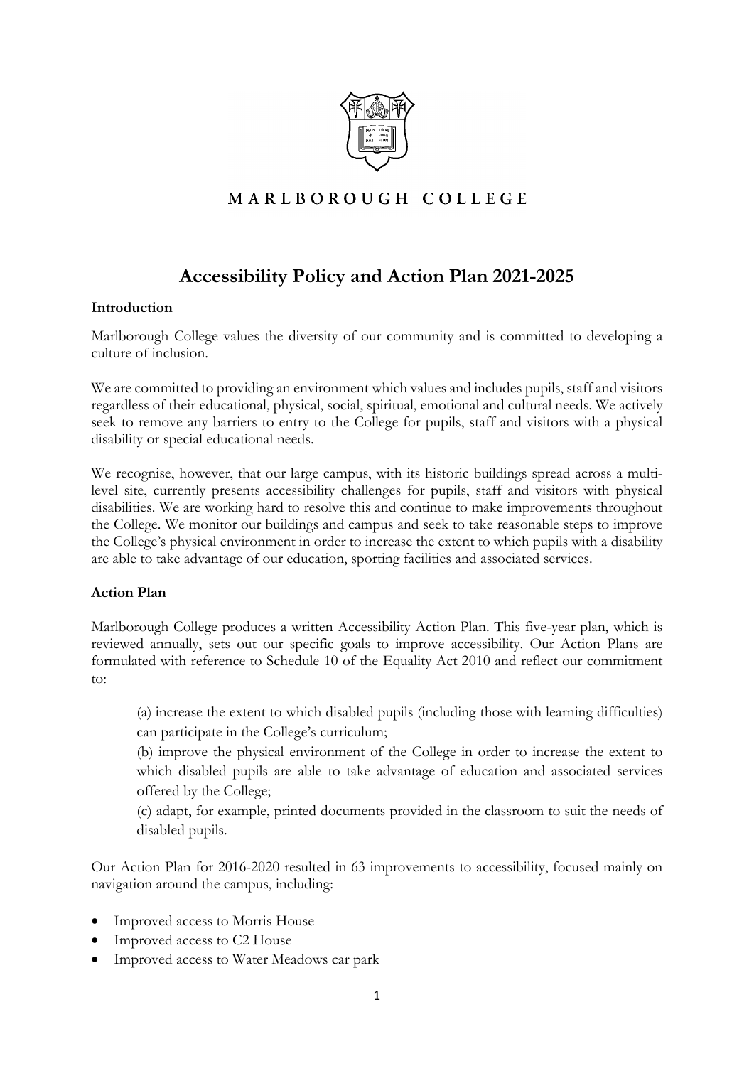MARLBOROUGH COLLEGE

# Accessibility Policy and Action Plan 2021-2025

### Introduction

Marlborough College values the diversity of our community and is committed to developing a culture of inclusion.

We are committed to providing an environment which values and includes pupils, staff and visitors regardless of their educational, physical, social, spiritual, emotional and cultural needs. We actively seek to remove any barriers to entry to the College for pupils, staff and visitors with a physical disability or special educational needs.

We recognise, however, that our large campus, with its historic buildings spread across a multi-level site, currently presents accessibility challenges for pupils, staff and visitors with physical disabilities. We are working hard to resolve this and continue to make improvements throughout the College. We monitor our buildings and campus and seek to take reasonable steps to improve the College's physical environment in order to increase the extent to which pupils with a disability are able to take advantage of our education, sporting facilities and associated services.

### Action Plan

Marlborough College produces a written Accessibility Action Plan. This five-year plan, which is reviewed annually, sets out our specific goals to improve accessibility. Our Action Plans are formulated with reference to Schedule 10 of the Equality Act 2010 and reflect our commitment to:

> (a) increase the extent to which disabled pupils (including those with learning difficulties) can participate in the College's curriculum;
>
> (b) improve the physical environment of the College in order to increase the extent to which disabled pupils are able to take advantage of education and associated services offered by the College;
>
> (c) adapt, for example, printed documents provided in the classroom to suit the needs of disabled pupils.

Our Action Plan for 2016-2020 resulted in 63 improvements to accessibility, focused mainly on navigation around the campus, including:

- Improved access to Morris House
- Improved access to C2 House
- Improved access to Water Meadows car park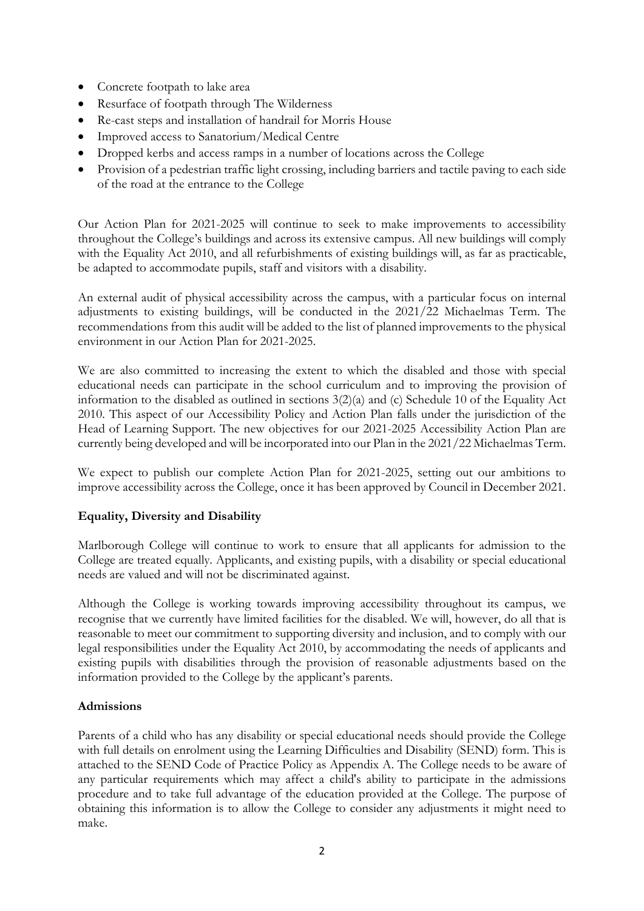- Concrete footpath to lake area
- Resurface of footpath through The Wilderness
- Re-cast steps and installation of handrail for Morris House
- Improved access to Sanatorium/Medical Centre
- Dropped kerbs and access ramps in a number of locations across the College
- Provision of a pedestrian traffic light crossing, including barriers and tactile paving to each side of the road at the entrance to the College

Our Action Plan for 2021-2025 will continue to seek to make improvements to accessibility throughout the College's buildings and across its extensive campus. All new buildings will comply with the Equality Act 2010, and all refurbishments of existing buildings will, as far as practicable, be adapted to accommodate pupils, staff and visitors with a disability.

An external audit of physical accessibility across the campus, with a particular focus on internal adjustments to existing buildings, will be conducted in the 2021/22 Michaelmas Term. The recommendations from this audit will be added to the list of planned improvements to the physical environment in our Action Plan for 2021-2025.

We are also committed to increasing the extent to which the disabled and those with special educational needs can participate in the school curriculum and to improving the provision of information to the disabled as outlined in sections 3(2)(a) and (c) Schedule 10 of the Equality Act 2010. This aspect of our Accessibility Policy and Action Plan falls under the jurisdiction of the Head of Learning Support. The new objectives for our 2021-2025 Accessibility Action Plan are currently being developed and will be incorporated into our Plan in the 2021/22 Michaelmas Term.

We expect to publish our complete Action Plan for 2021-2025, setting out our ambitions to improve accessibility across the College, once it has been approved by Council in December 2021.

**Equality, Diversity and Disability**

Marlborough College will continue to work to ensure that all applicants for admission to the College are treated equally. Applicants, and existing pupils, with a disability or special educational needs are valued and will not be discriminated against.

Although the College is working towards improving accessibility throughout its campus, we recognise that we currently have limited facilities for the disabled. We will, however, do all that is reasonable to meet our commitment to supporting diversity and inclusion, and to comply with our legal responsibilities under the Equality Act 2010, by accommodating the needs of applicants and existing pupils with disabilities through the provision of reasonable adjustments based on the information provided to the College by the applicant's parents.

**Admissions**

Parents of a child who has any disability or special educational needs should provide the College with full details on enrolment using the Learning Difficulties and Disability (SEND) form. This is attached to the SEND Code of Practice Policy as Appendix A. The College needs to be aware of any particular requirements which may affect a child's ability to participate in the admissions procedure and to take full advantage of the education provided at the College. The purpose of obtaining this information is to allow the College to consider any adjustments it might need to make.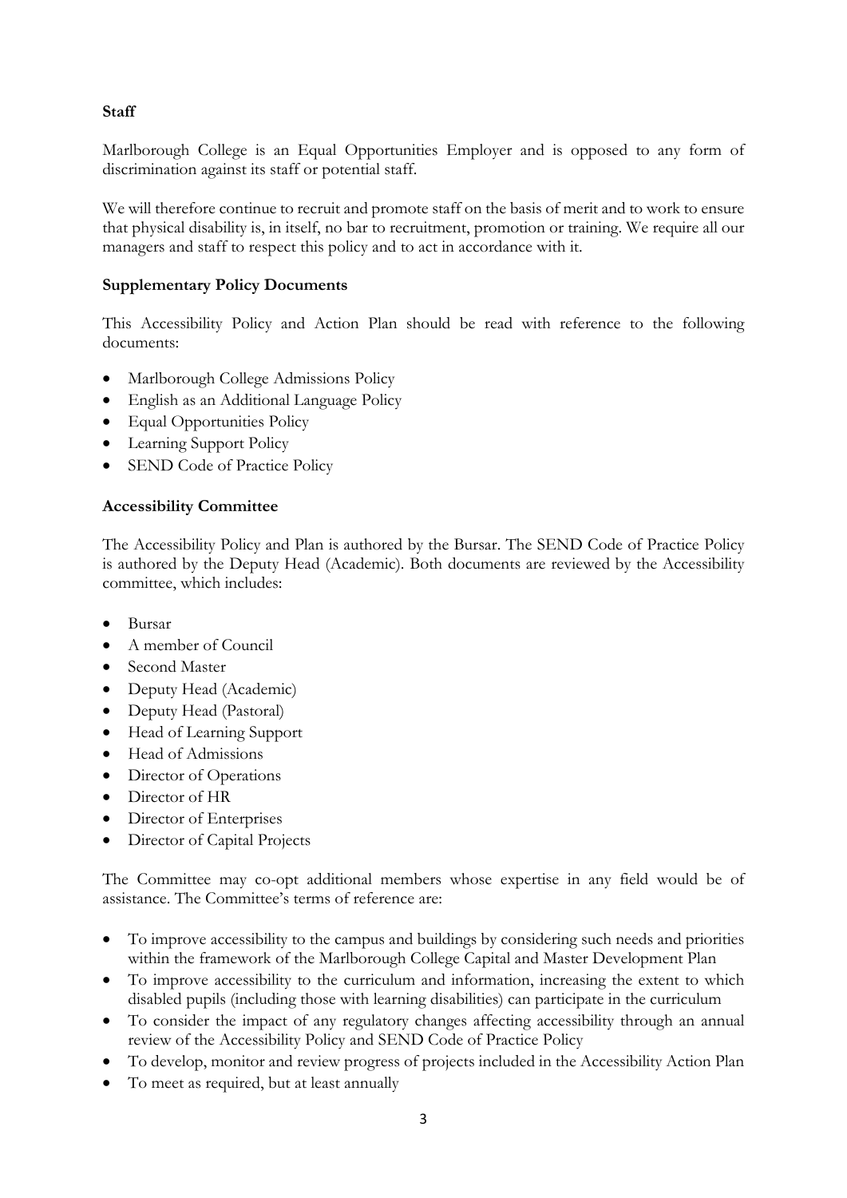**Staff**

Marlborough College is an Equal Opportunities Employer and is opposed to any form of discrimination against its staff or potential staff.

We will therefore continue to recruit and promote staff on the basis of merit and to work to ensure that physical disability is, in itself, no bar to recruitment, promotion or training. We require all our managers and staff to respect this policy and to act in accordance with it.

**Supplementary Policy Documents**

This Accessibility Policy and Action Plan should be read with reference to the following documents:

- Marlborough College Admissions Policy
- English as an Additional Language Policy
- Equal Opportunities Policy
- Learning Support Policy
- SEND Code of Practice Policy

**Accessibility Committee**

The Accessibility Policy and Plan is authored by the Bursar. The SEND Code of Practice Policy is authored by the Deputy Head (Academic). Both documents are reviewed by the Accessibility committee, which includes:

- Bursar
- A member of Council
- Second Master
- Deputy Head (Academic)
- Deputy Head (Pastoral)
- Head of Learning Support
- Head of Admissions
- Director of Operations
- Director of HR
- Director of Enterprises
- Director of Capital Projects

The Committee may co-opt additional members whose expertise in any field would be of assistance. The Committee's terms of reference are:

- To improve accessibility to the campus and buildings by considering such needs and priorities within the framework of the Marlborough College Capital and Master Development Plan
- To improve accessibility to the curriculum and information, increasing the extent to which disabled pupils (including those with learning disabilities) can participate in the curriculum
- To consider the impact of any regulatory changes affecting accessibility through an annual review of the Accessibility Policy and SEND Code of Practice Policy
- To develop, monitor and review progress of projects included in the Accessibility Action Plan
- To meet as required, but at least annually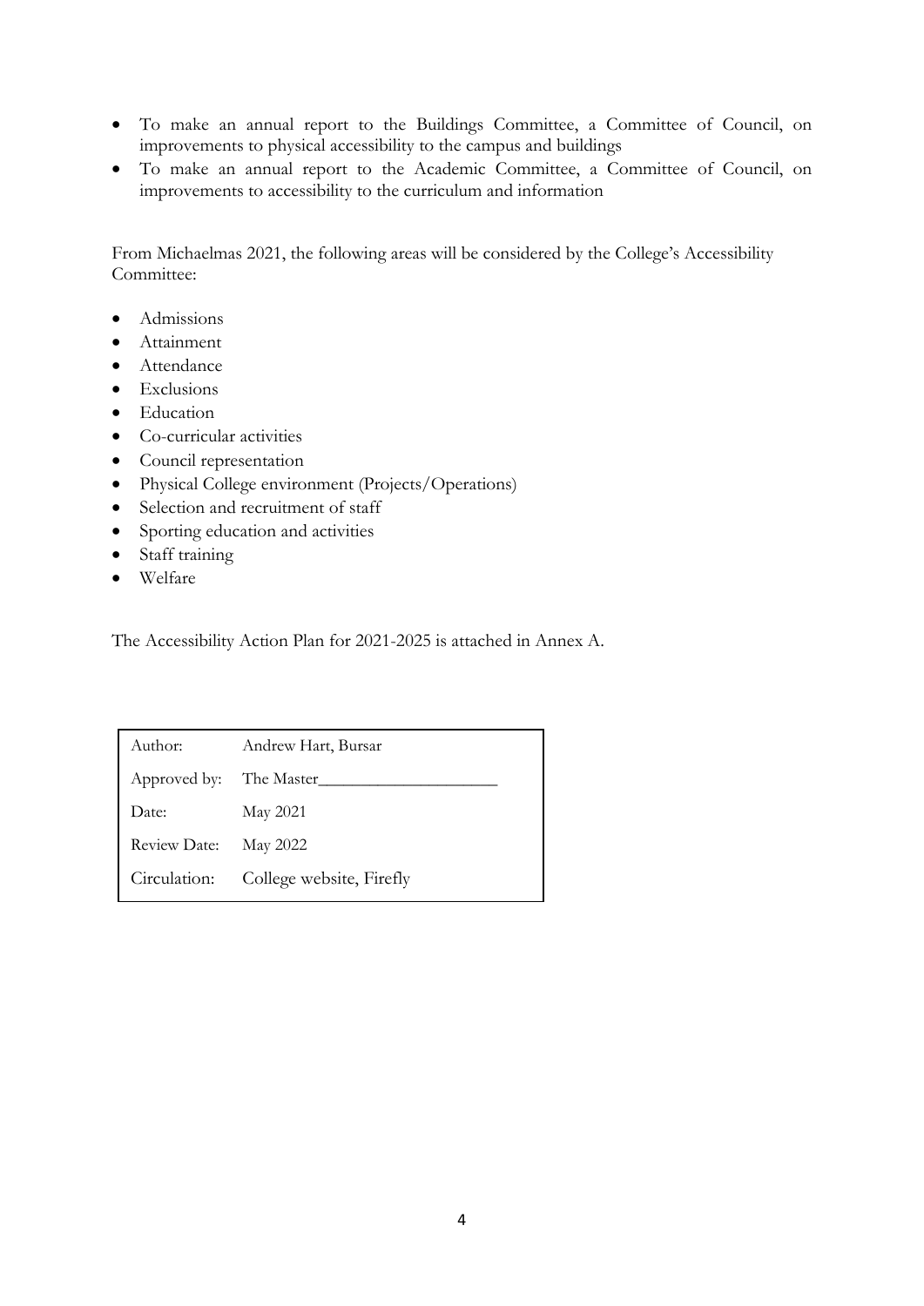- To make an annual report to the Buildings Committee, a Committee of Council, on improvements to physical accessibility to the campus and buildings
- To make an annual report to the Academic Committee, a Committee of Council, on improvements to accessibility to the curriculum and information

From Michaelmas 2021, the following areas will be considered by the College's Accessibility Committee:

- Admissions
- Attainment
- Attendance
- Exclusions
- Education
- Co-curricular activities
- Council representation
- Physical College environment (Projects/Operations)
- Selection and recruitment of staff
- Sporting education and activities
- Staff training
- Welfare

The Accessibility Action Plan for 2021-2025 is attached in Annex A.

| | |
|---|---|
| Author: | Andrew Hart, Bursar |
| Approved by: | The Master_____________________ |
| Date: | May 2021 |
| Review Date: | May 2022 |
| Circulation: | College website, Firefly |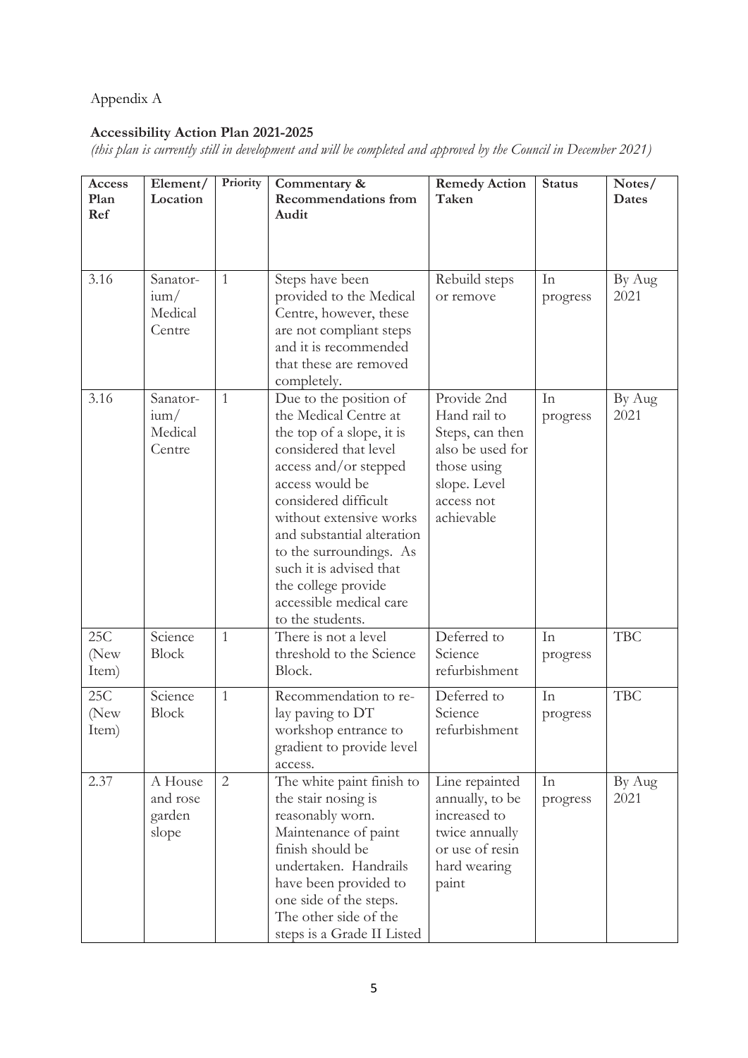Appendix A

**Accessibility Action Plan 2021-2025**

*(this plan is currently still in development and will be completed and approved by the Council in December 2021)*

| Access Plan Ref | Element/ Location | Priority | Commentary & Recommendations from Audit | Remedy Action Taken | Status | Notes/ Dates |
|---|---|---|---|---|---|---|
| 3.16 | Sanatorium/ Medical Centre | 1 | Steps have been provided to the Medical Centre, however, these are not compliant steps and it is recommended that these are removed completely. | Rebuild steps or remove | In progress | By Aug 2021 |
| 3.16 | Sanatorium/ Medical Centre | 1 | Due to the position of the Medical Centre at the top of a slope, it is considered that level access and/or stepped access would be considered difficult without extensive works and substantial alteration to the surroundings. As such it is advised that the college provide accessible medical care to the students. | Provide 2nd Hand rail to Steps, can then also be used for those using slope. Level access not achievable | In progress | By Aug 2021 |
| 25C (New Item) | Science Block | 1 | There is not a level threshold to the Science Block. | Deferred to Science refurbishment | In progress | TBC |
| 25C (New Item) | Science Block | 1 | Recommendation to re-lay paving to DT workshop entrance to gradient to provide level access. | Deferred to Science refurbishment | In progress | TBC |
| 2.37 | A House and rose garden slope | 2 | The white paint finish to the stair nosing is reasonably worn. Maintenance of paint finish should be undertaken. Handrails have been provided to one side of the steps. The other side of the steps is a Grade II Listed | Line repainted annually, to be increased to twice annually or use of resin hard wearing paint | In progress | By Aug 2021 |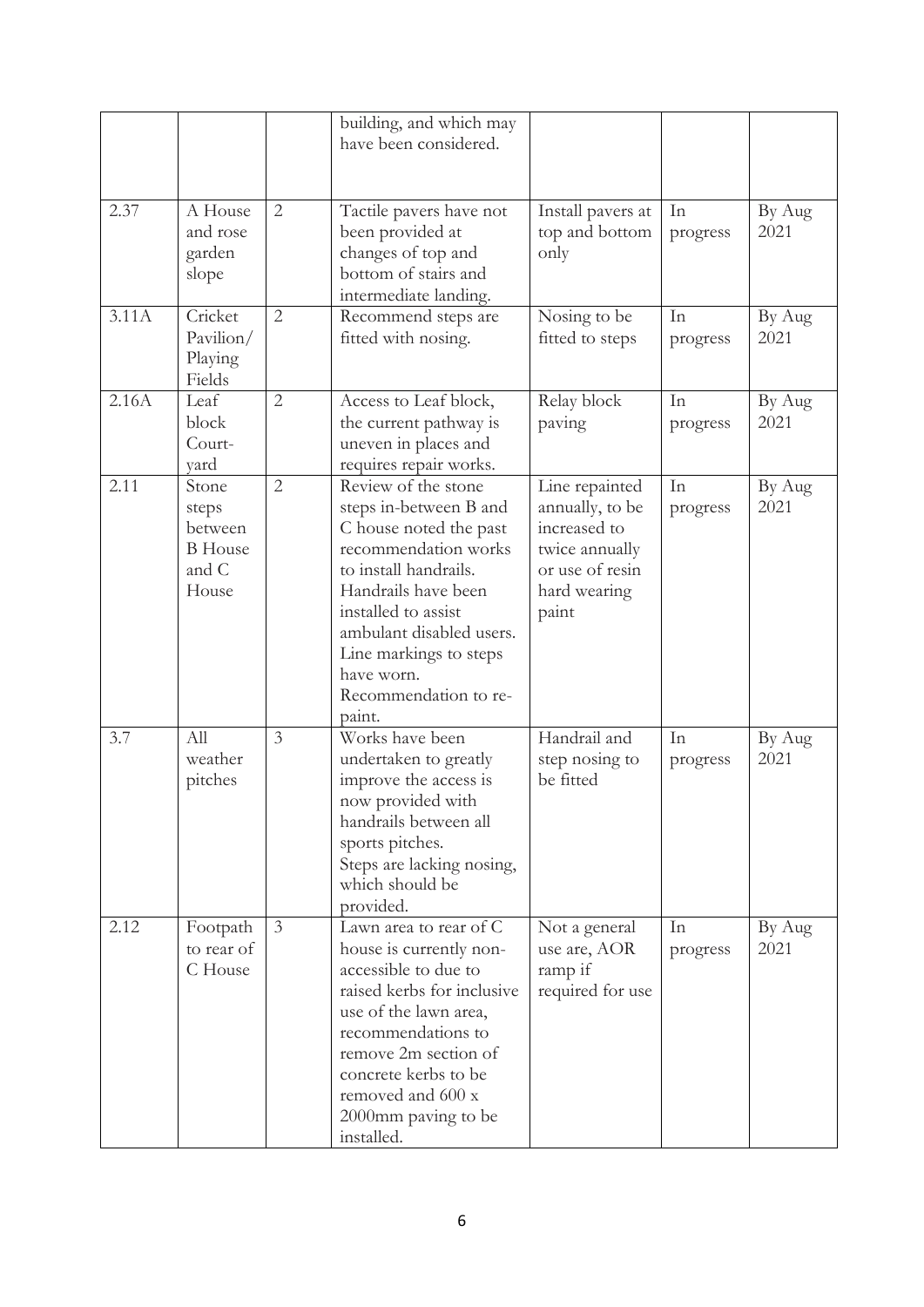| | | | building, and which may have been considered. | | | |
|---|---|---|---|---|---|---|
| 2.37 | A House and rose garden slope | 2 | Tactile pavers have not been provided at changes of top and bottom of stairs and intermediate landing. | Install pavers at top and bottom only | In progress | By Aug 2021 |
| 3.11A | Cricket Pavilion/ Playing Fields | 2 | Recommend steps are fitted with nosing. | Nosing to be fitted to steps | In progress | By Aug 2021 |
| 2.16A | Leaf block Court-yard | 2 | Access to Leaf block, the current pathway is uneven in places and requires repair works. | Relay block paving | In progress | By Aug 2021 |
| 2.11 | Stone steps between B House and C House | 2 | Review of the stone steps in-between B and C house noted the past recommendation works to install handrails. Handrails have been installed to assist ambulant disabled users. Line markings to steps have worn. Recommendation to re-paint. | Line repainted annually, to be increased to twice annually or use of resin hard wearing paint | In progress | By Aug 2021 |
| 3.7 | All weather pitches | 3 | Works have been undertaken to greatly improve the access is now provided with handrails between all sports pitches. Steps are lacking nosing, which should be provided. | Handrail and step nosing to be fitted | In progress | By Aug 2021 |
| 2.12 | Footpath to rear of C House | 3 | Lawn area to rear of C house is currently non-accessible to due to raised kerbs for inclusive use of the lawn area, recommendations to remove 2m section of concrete kerbs to be removed and 600 x 2000mm paving to be installed. | Not a general use are, AOR ramp if required for use | In progress | By Aug 2021 |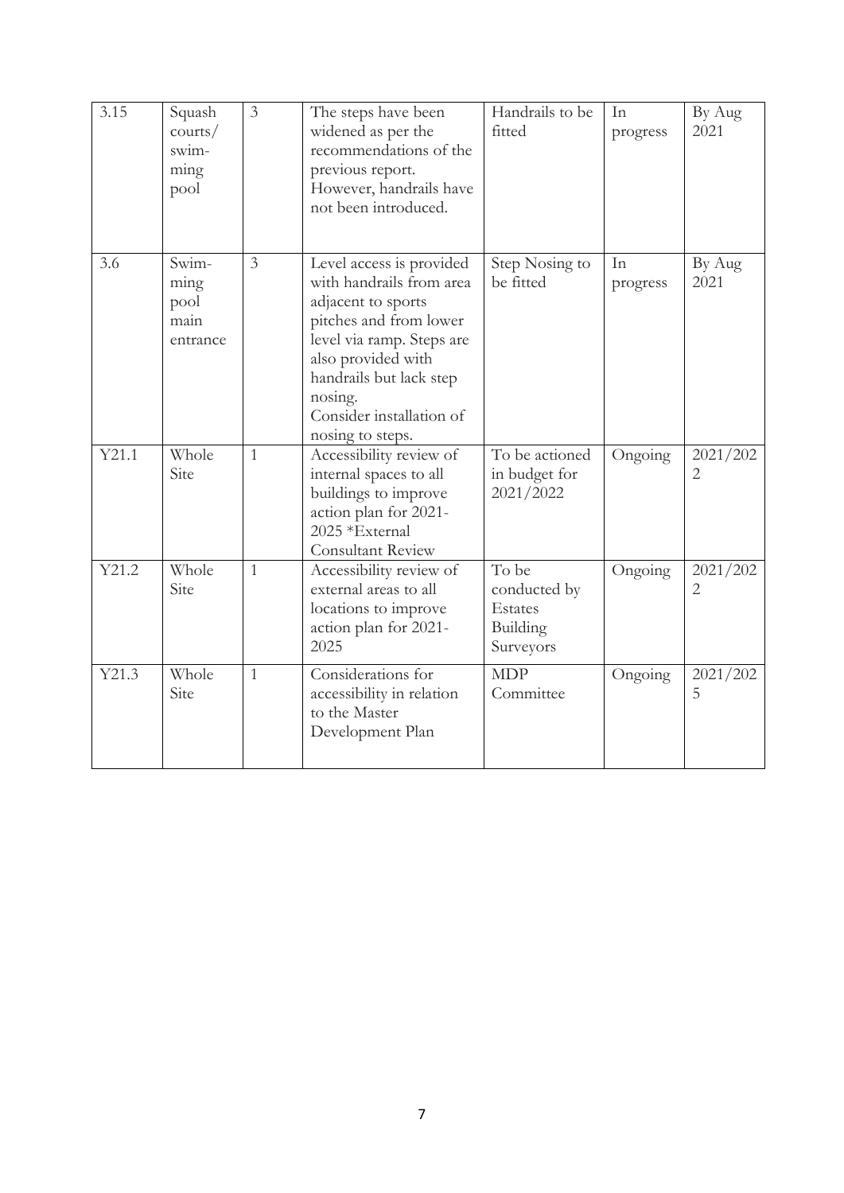| 3.15 | Squash courts/ swimming pool | 3 | The steps have been widened as per the recommendations of the previous report. However, handrails have not been introduced. | Handrails to be fitted | In progress | By Aug 2021 |
|---|---|---|---|---|---|---|
| 3.6 | Swimming pool main entrance | 3 | Level access is provided with handrails from area adjacent to sports pitches and from lower level via ramp. Steps are also provided with handrails but lack step nosing. Consider installation of nosing to steps. | Step Nosing to be fitted | In progress | By Aug 2021 |
| Y21.1 | Whole Site | 1 | Accessibility review of internal spaces to all buildings to improve action plan for 2021-2025 *External Consultant Review | To be actioned in budget for 2021/2022 | Ongoing | 2021/2022 |
| Y21.2 | Whole Site | 1 | Accessibility review of external areas to all locations to improve action plan for 2021-2025 | To be conducted by Estates Building Surveyors | Ongoing | 2021/2022 |
| Y21.3 | Whole Site | 1 | Considerations for accessibility in relation to the Master Development Plan | MDP Committee | Ongoing | 2021/2025 |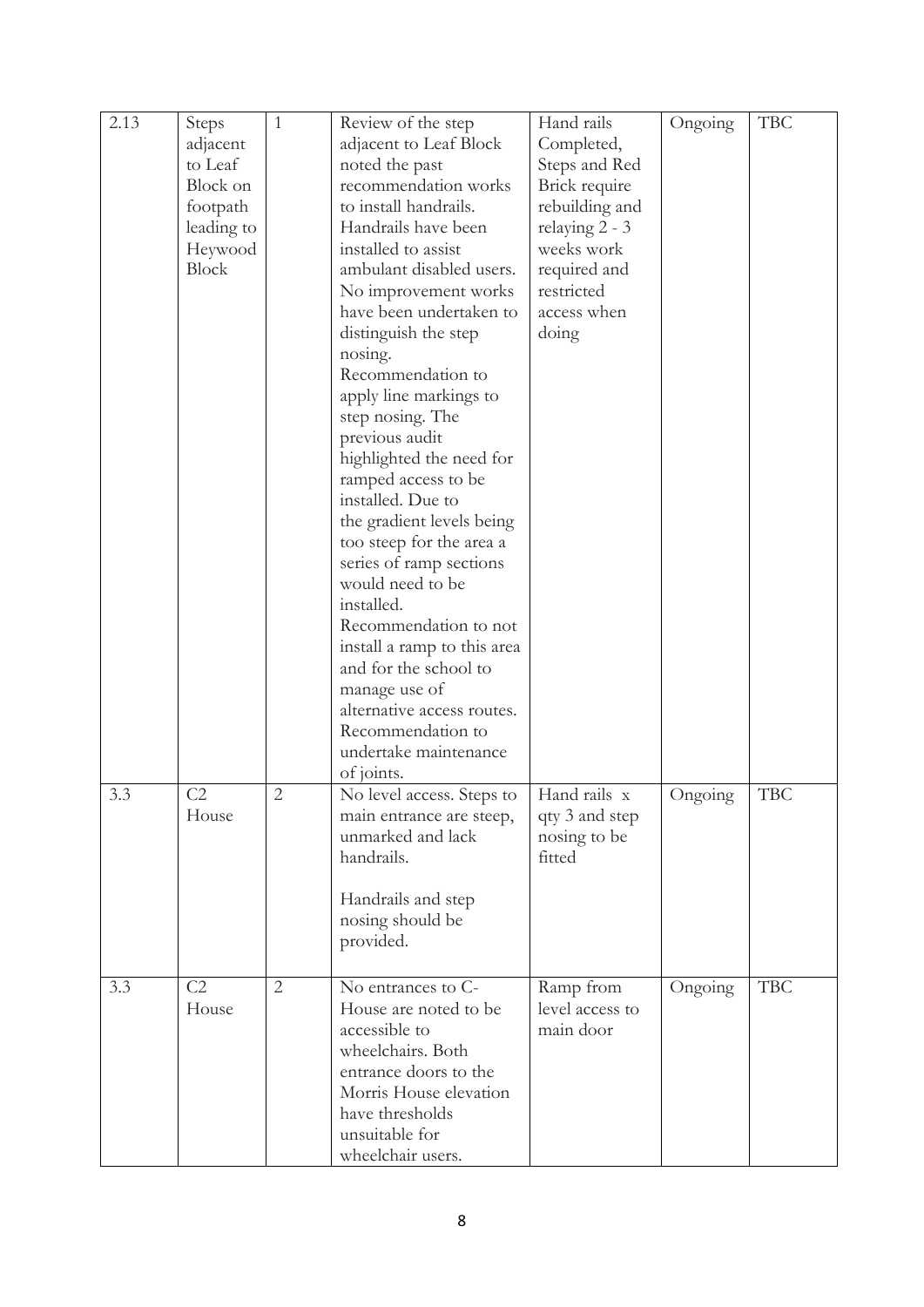| 2.13 | Steps adjacent to Leaf Block on footpath leading to Heywood Block | 1 | Review of the step adjacent to Leaf Block noted the past recommendation works to install handrails. Handrails have been installed to assist ambulant disabled users. No improvement works have been undertaken to distinguish the step nosing. Recommendation to apply line markings to step nosing. The previous audit highlighted the need for ramped access to be installed. Due to the gradient levels being too steep for the area a series of ramp sections would need to be installed. Recommendation to not install a ramp to this area and for the school to manage use of alternative access routes. Recommendation to undertake maintenance of joints. | Hand rails Completed, Steps and Red Brick require rebuilding and relaying 2 - 3 weeks work required and restricted access when doing | Ongoing | TBC |
|---|---|---|---|---|---|---|
| 3.3 | C2 House | 2 | No level access. Steps to main entrance are steep, unmarked and lack handrails.<br><br>Handrails and step nosing should be provided. | Hand rails x qty 3 and step nosing to be fitted | Ongoing | TBC |
| 3.3 | C2 House | 2 | No entrances to C-House are noted to be accessible to wheelchairs. Both entrance doors to the Morris House elevation have thresholds unsuitable for wheelchair users. | Ramp from level access to main door | Ongoing | TBC |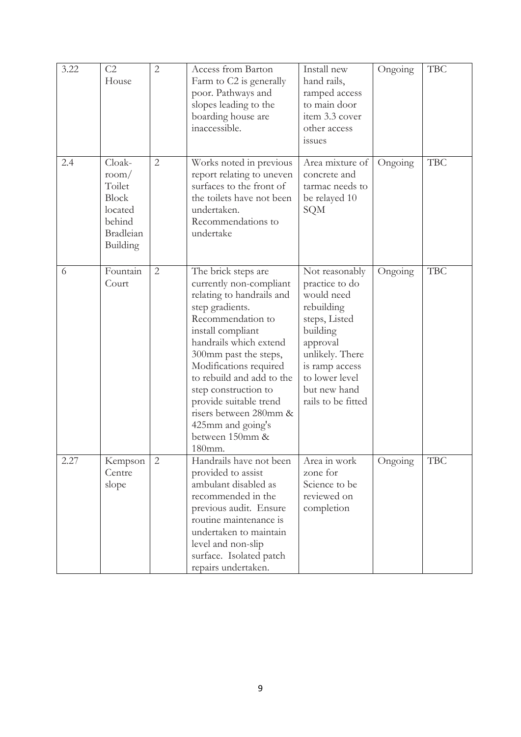| 3.22 | C2 House | 2 | Access from Barton Farm to C2 is generally poor. Pathways and slopes leading to the boarding house are inaccessible. | Install new hand rails, ramped access to main door item 3.3 cover other access issues | Ongoing | TBC |
|---|---|---|---|---|---|---|
| 2.4 | Cloak-room/ Toilet Block located behind Bradleian Building | 2 | Works noted in previous report relating to uneven surfaces to the front of the toilets have not been undertaken. Recommendations to undertake | Area mixture of concrete and tarmac needs to be relayed 10 SQM | Ongoing | TBC |
| 6 | Fountain Court | 2 | The brick steps are currently non-compliant relating to handrails and step gradients. Recommendation to install compliant handrails which extend 300mm past the steps, Modifications required to rebuild and add to the step construction to provide suitable trend risers between 280mm & 425mm and going's between 150mm & 180mm. | Not reasonably practice to do would need rebuilding steps, Listed building approval unlikely. There is ramp access to lower level but new hand rails to be fitted | Ongoing | TBC |
| 2.27 | Kempson Centre slope | 2 | Handrails have not been provided to assist ambulant disabled as recommended in the previous audit. Ensure routine maintenance is undertaken to maintain level and non-slip surface. Isolated patch repairs undertaken. | Area in work zone for Science to be reviewed on completion | Ongoing | TBC |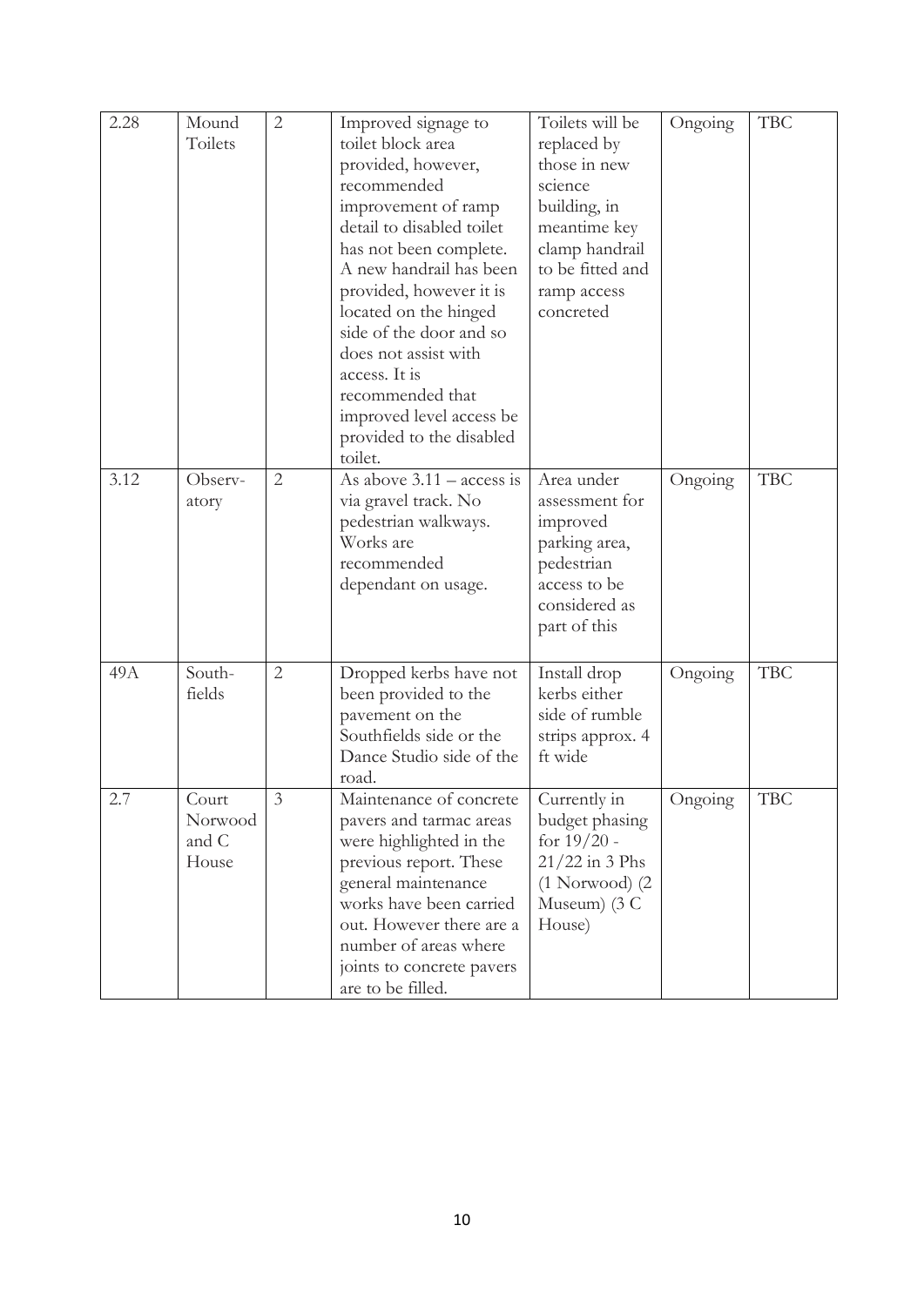| 2.28 | Mound Toilets | 2 | Improved signage to toilet block area provided, however, recommended improvement of ramp detail to disabled toilet has not been complete. A new handrail has been provided, however it is located on the hinged side of the door and so does not assist with access. It is recommended that improved level access be provided to the disabled toilet. | Toilets will be replaced by those in new science building, in meantime key clamp handrail to be fitted and ramp access concreted | Ongoing | TBC |
|---|---|---|---|---|---|---|
| 3.12 | Observ-atory | 2 | As above 3.11 – access is via gravel track. No pedestrian walkways. Works are recommended dependant on usage. | Area under assessment for improved parking area, pedestrian access to be considered as part of this | Ongoing | TBC |
| 49A | South-fields | 2 | Dropped kerbs have not been provided to the pavement on the Southfields side or the Dance Studio side of the road. | Install drop kerbs either side of rumble strips approx. 4 ft wide | Ongoing | TBC |
| 2.7 | Court Norwood and C House | 3 | Maintenance of concrete pavers and tarmac areas were highlighted in the previous report. These general maintenance works have been carried out. However there are a number of areas where joints to concrete pavers are to be filled. | Currently in budget phasing for 19/20 - 21/22 in 3 Phs (1 Norwood) (2 Museum) (3 C House) | Ongoing | TBC |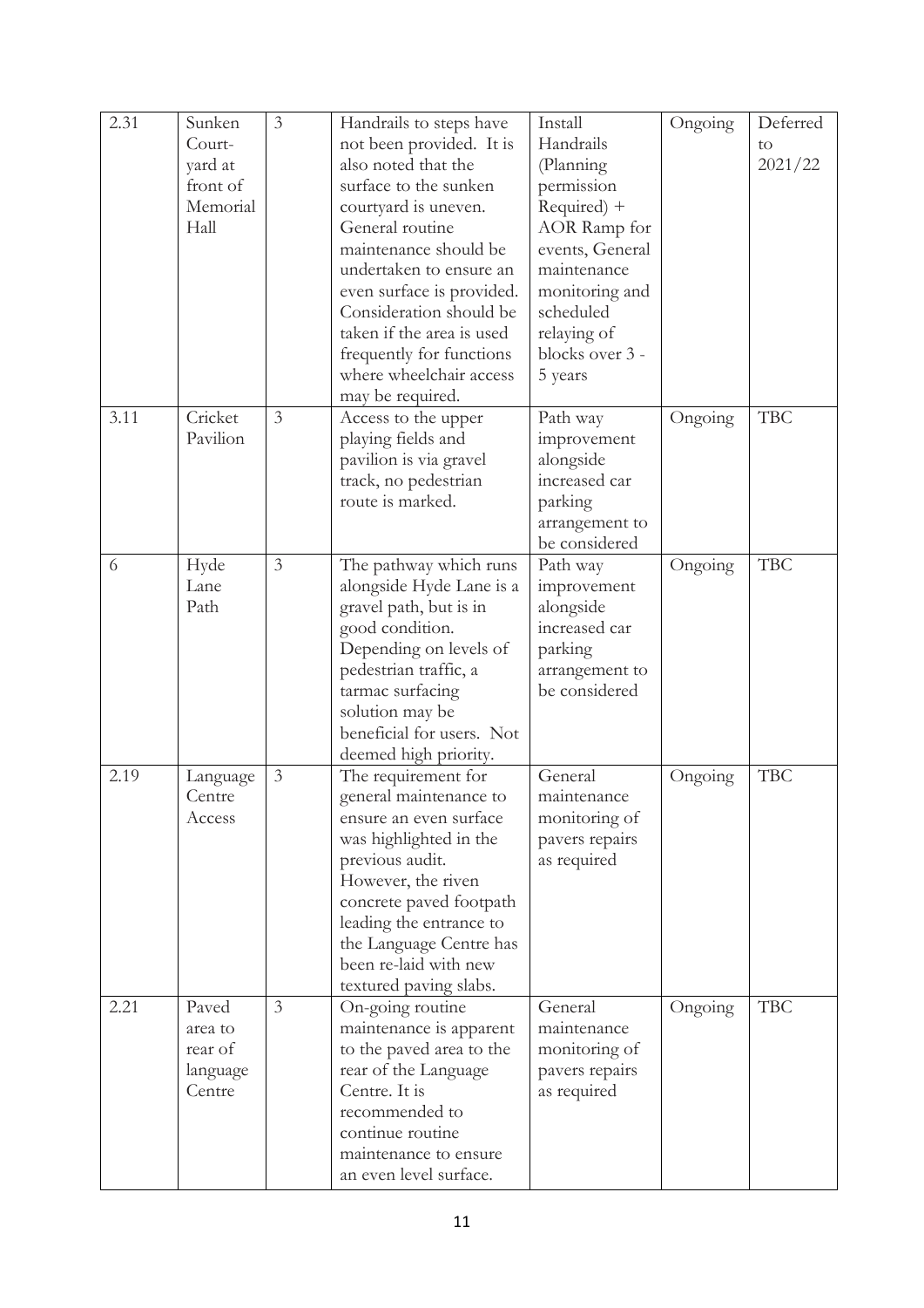| 2.31 | Sunken Court-yard at front of Memorial Hall | 3 | Handrails to steps have not been provided. It is also noted that the surface to the sunken courtyard is uneven. General routine maintenance should be undertaken to ensure an even surface is provided. Consideration should be taken if the area is used frequently for functions where wheelchair access may be required. | Install Handrails (Planning permission Required) + AOR Ramp for events, General maintenance monitoring and scheduled relaying of blocks over 3 - 5 years | Ongoing | Deferred to 2021/22 |
|---|---|---|---|---|---|---|
| 3.11 | Cricket Pavilion | 3 | Access to the upper playing fields and pavilion is via gravel track, no pedestrian route is marked. | Path way improvement alongside increased car parking arrangement to be considered | Ongoing | TBC |
| 6 | Hyde Lane Path | 3 | The pathway which runs alongside Hyde Lane is a gravel path, but is in good condition. Depending on levels of pedestrian traffic, a tarmac surfacing solution may be beneficial for users. Not deemed high priority. | Path way improvement alongside increased car parking arrangement to be considered | Ongoing | TBC |
| 2.19 | Language Centre Access | 3 | The requirement for general maintenance to ensure an even surface was highlighted in the previous audit. However, the riven concrete paved footpath leading the entrance to the Language Centre has been re-laid with new textured paving slabs. | General maintenance monitoring of pavers repairs as required | Ongoing | TBC |
| 2.21 | Paved area to rear of language Centre | 3 | On-going routine maintenance is apparent to the paved area to the rear of the Language Centre. It is recommended to continue routine maintenance to ensure an even level surface. | General maintenance monitoring of pavers repairs as required | Ongoing | TBC |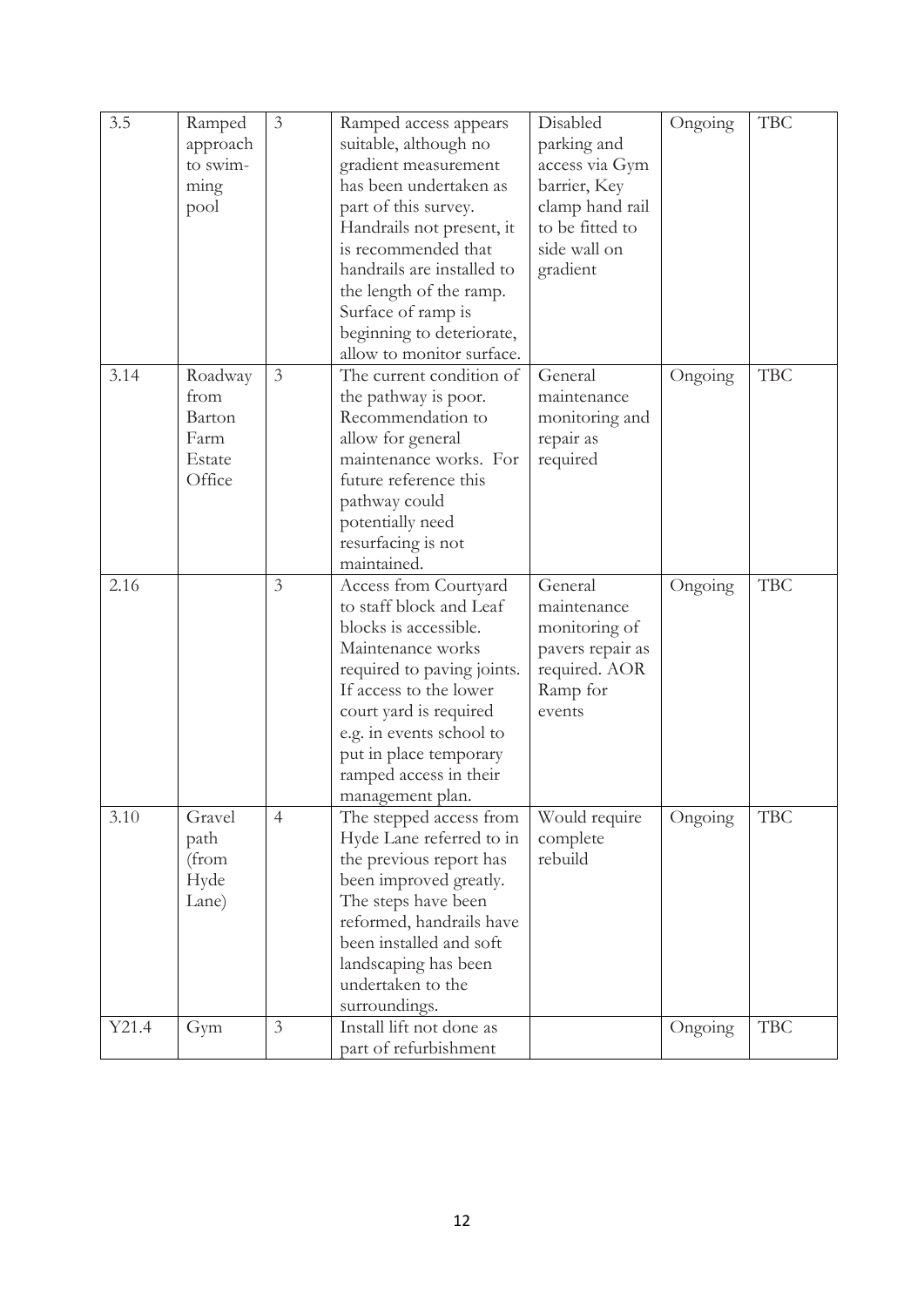| | | | | | | |
|---|---|---|---|---|---|---|
| 3.5 | Ramped approach to swim-ming pool | 3 | Ramped access appears suitable, although no gradient measurement has been undertaken as part of this survey. Handrails not present, it is recommended that handrails are installed to the length of the ramp. Surface of ramp is beginning to deteriorate, allow to monitor surface. | Disabled parking and access via Gym barrier, Key clamp hand rail to be fitted to side wall on gradient | Ongoing | TBC |
| 3.14 | Roadway from Barton Farm Estate Office | 3 | The current condition of the pathway is poor. Recommendation to allow for general maintenance works. For future reference this pathway could potentially need resurfacing is not maintained. | General maintenance monitoring and repair as required | Ongoing | TBC |
| 2.16 | | 3 | Access from Courtyard to staff block and Leaf blocks is accessible. Maintenance works required to paving joints. If access to the lower court yard is required e.g. in events school to put in place temporary ramped access in their management plan. | General maintenance monitoring of pavers repair as required. AOR Ramp for events | Ongoing | TBC |
| 3.10 | Gravel path (from Hyde Lane) | 4 | The stepped access from Hyde Lane referred to in the previous report has been improved greatly. The steps have been reformed, handrails have been installed and soft landscaping has been undertaken to the surroundings. | Would require complete rebuild | Ongoing | TBC |
| Y21.4 | Gym | 3 | Install lift not done as part of refurbishment | | Ongoing | TBC |